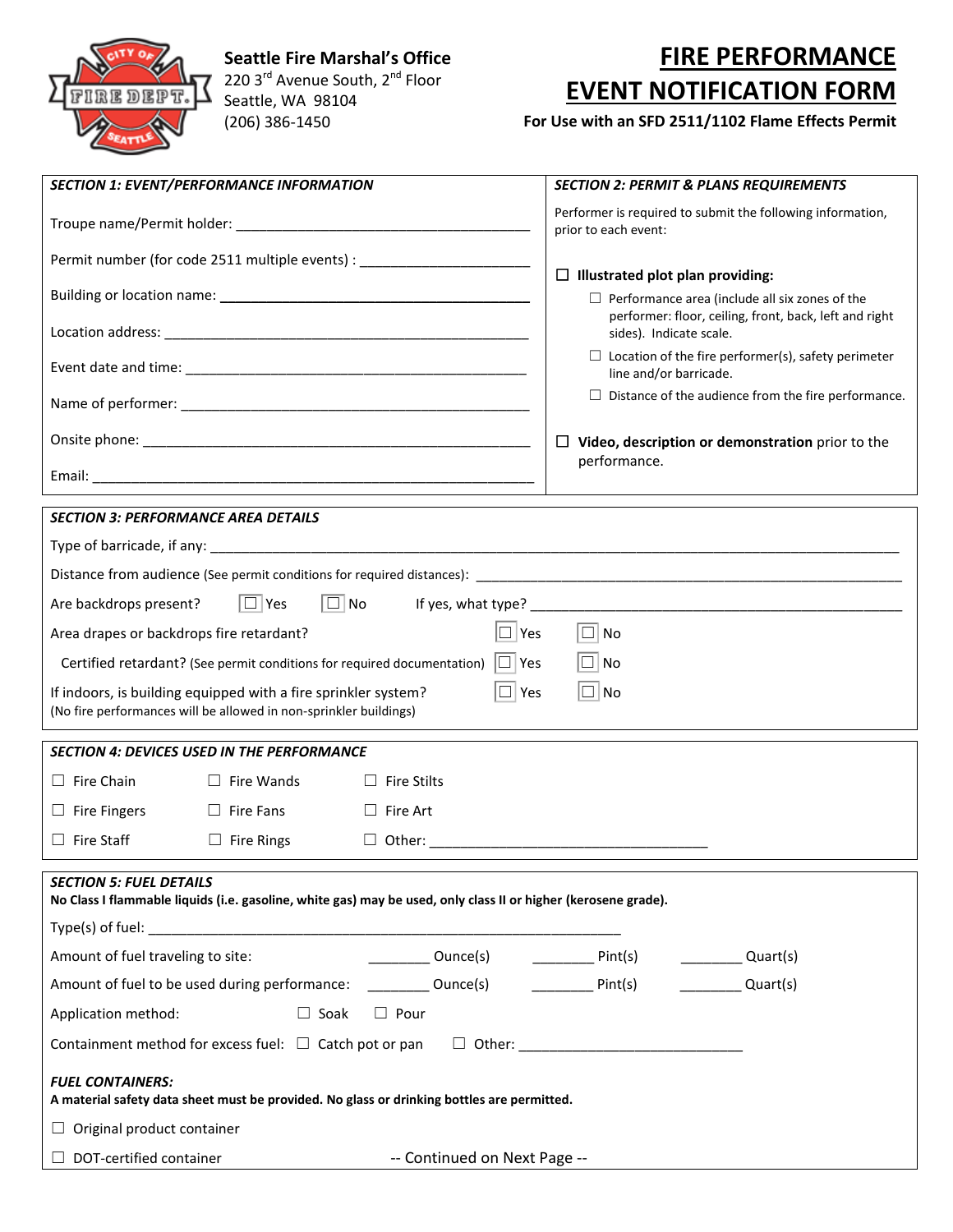**Seattle Fire Marshal's Office**
220 3rd Avenue South, 2nd Floor
Seattle, WA 98104
(206) 386-1450

# FIRE PERFORMANCE EVENT NOTIFICATION FORM

**For Use with an SFD 2511/1102 Flame Effects Permit**

## *SECTION 1: EVENT/PERFORMANCE INFORMATION*

Troupe name/Permit holder: ________________________________________

Permit number (for code 2511 multiple events) : _______________________

Building or location name: ________________________________________

Location address: _______________________________________________

Event date and time: ____________________________________________

Name of performer: _____________________________________________

Onsite phone: _________________________________________________

Email: _______________________________________________________

## *SECTION 2: PERMIT & PLANS REQUIREMENTS*

Performer is required to submit the following information, prior to each event:

☐ **Illustrated plot plan providing:**

- ☐ Performance area (include all six zones of the performer: floor, ceiling, front, back, left and right sides). Indicate scale.
- ☐ Location of the fire performer(s), safety perimeter line and/or barricade.
- ☐ Distance of the audience from the fire performance.

☐ **Video, description or demonstration** prior to the performance.

## *SECTION 3: PERFORMANCE AREA DETAILS*

Type of barricade, if any: ________________________________________________________________

Distance from audience (See permit conditions for required distances): ______________________________

Are backdrops present? ☐ Yes ☐ No If yes, what type? ________________________________________

Area drapes or backdrops fire retardant? ☐ Yes ☐ No

Certified retardant? (See permit conditions for required documentation) ☐ Yes ☐ No

If indoors, is building equipped with a fire sprinkler system? ☐ Yes ☐ No
(No fire performances will be allowed in non-sprinkler buildings)

## *SECTION 4: DEVICES USED IN THE PERFORMANCE*

☐ Fire Chain ☐ Fire Wands ☐ Fire Stilts

☐ Fire Fingers ☐ Fire Fans ☐ Fire Art

☐ Fire Staff ☐ Fire Rings ☐ Other: ___________________________________

## *SECTION 5: FUEL DETAILS*

**No Class I flammable liquids (i.e. gasoline, white gas) may be used, only class II or higher (kerosene grade).**

Type(s) of fuel: ________________________________________________________

Amount of fuel traveling to site: ________ Ounce(s) ________ Pint(s) ________ Quart(s)

Amount of fuel to be used during performance: ________ Ounce(s) ________ Pint(s) ________ Quart(s)

Application method: ☐ Soak ☐ Pour

Containment method for excess fuel: ☐ Catch pot or pan ☐ Other: ____________________________

### *FUEL CONTAINERS:*

**A material safety data sheet must be provided. No glass or drinking bottles are permitted.**

☐ Original product container

☐ DOT-certified container

-- Continued on Next Page --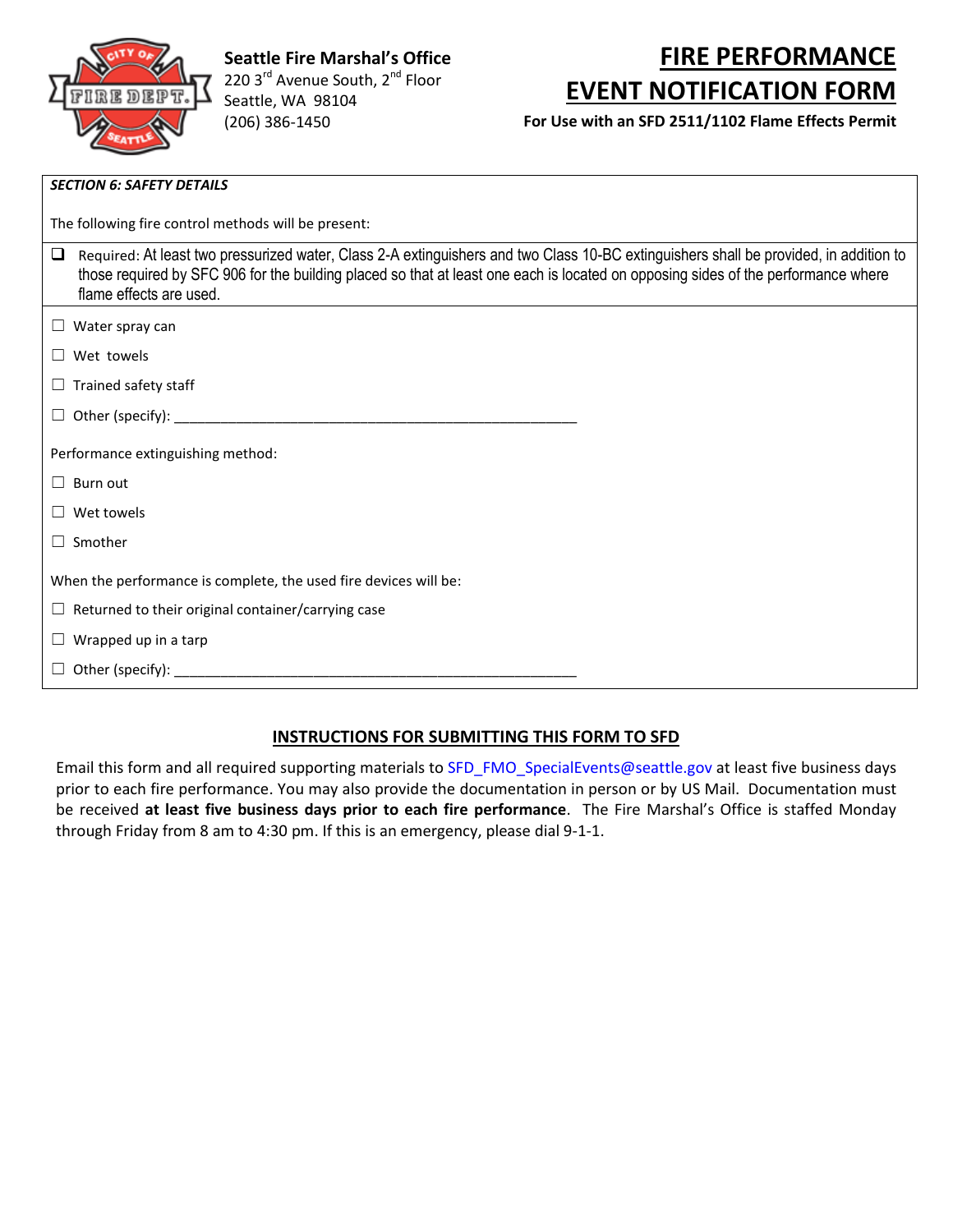**Seattle Fire Marshal's Office**
220 3rd Avenue South, 2nd Floor
Seattle, WA 98104
(206) 386-1450

# FIRE PERFORMANCE EVENT NOTIFICATION FORM

**For Use with an SFD 2511/1102 Flame Effects Permit**

***SECTION 6: SAFETY DETAILS***

The following fire control methods will be present:

- ☐ Required: At least two pressurized water, Class 2-A extinguishers and two Class 10-BC extinguishers shall be provided, in addition to those required by SFC 906 for the building placed so that at least one each is located on opposing sides of the performance where flame effects are used.

- ☐ Water spray can
- ☐ Wet towels
- ☐ Trained safety staff
- ☐ Other (specify): ______________________________________________________

Performance extinguishing method:

- ☐ Burn out
- ☐ Wet towels
- ☐ Smother

When the performance is complete, the used fire devices will be:

- ☐ Returned to their original container/carrying case
- ☐ Wrapped up in a tarp
- ☐ Other (specify): ______________________________________________________

## INSTRUCTIONS FOR SUBMITTING THIS FORM TO SFD

Email this form and all required supporting materials to SFD_FMO_SpecialEvents@seattle.gov at least five business days prior to each fire performance. You may also provide the documentation in person or by US Mail. Documentation must be received **at least five business days prior to each fire performance**. The Fire Marshal's Office is staffed Monday through Friday from 8 am to 4:30 pm. If this is an emergency, please dial 9-1-1.